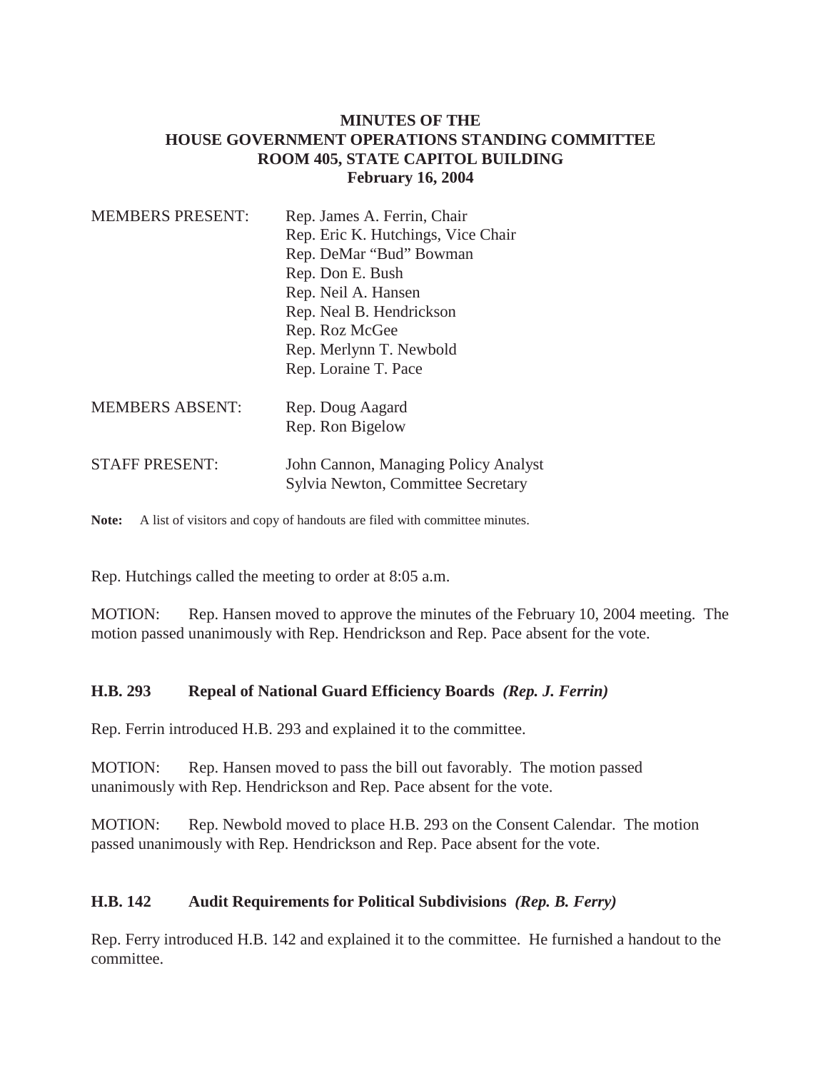# MINUTES OF THE
# HOUSE GOVERNMENT OPERATIONS STANDING COMMITTEE
# ROOM 405, STATE CAPITOL BUILDING
# February 16, 2004

MEMBERS PRESENT:

- Rep. James A. Ferrin, Chair
- Rep. Eric K. Hutchings, Vice Chair
- Rep. DeMar "Bud" Bowman
- Rep. Don E. Bush
- Rep. Neil A. Hansen
- Rep. Neal B. Hendrickson
- Rep. Roz McGee
- Rep. Merlynn T. Newbold
- Rep. Loraine T. Pace

MEMBERS ABSENT:

- Rep. Doug Aagard
- Rep. Ron Bigelow

STAFF PRESENT:

- John Cannon, Managing Policy Analyst
- Sylvia Newton, Committee Secretary

**Note:** A list of visitors and copy of handouts are filed with committee minutes.

Rep. Hutchings called the meeting to order at 8:05 a.m.

MOTION: Rep. Hansen moved to approve the minutes of the February 10, 2004 meeting. The motion passed unanimously with Rep. Hendrickson and Rep. Pace absent for the vote.

## H.B. 293 Repeal of National Guard Efficiency Boards *(Rep. J. Ferrin)*

Rep. Ferrin introduced H.B. 293 and explained it to the committee.

MOTION: Rep. Hansen moved to pass the bill out favorably. The motion passed unanimously with Rep. Hendrickson and Rep. Pace absent for the vote.

MOTION: Rep. Newbold moved to place H.B. 293 on the Consent Calendar. The motion passed unanimously with Rep. Hendrickson and Rep. Pace absent for the vote.

## H.B. 142 Audit Requirements for Political Subdivisions *(Rep. B. Ferry)*

Rep. Ferry introduced H.B. 142 and explained it to the committee. He furnished a handout to the committee.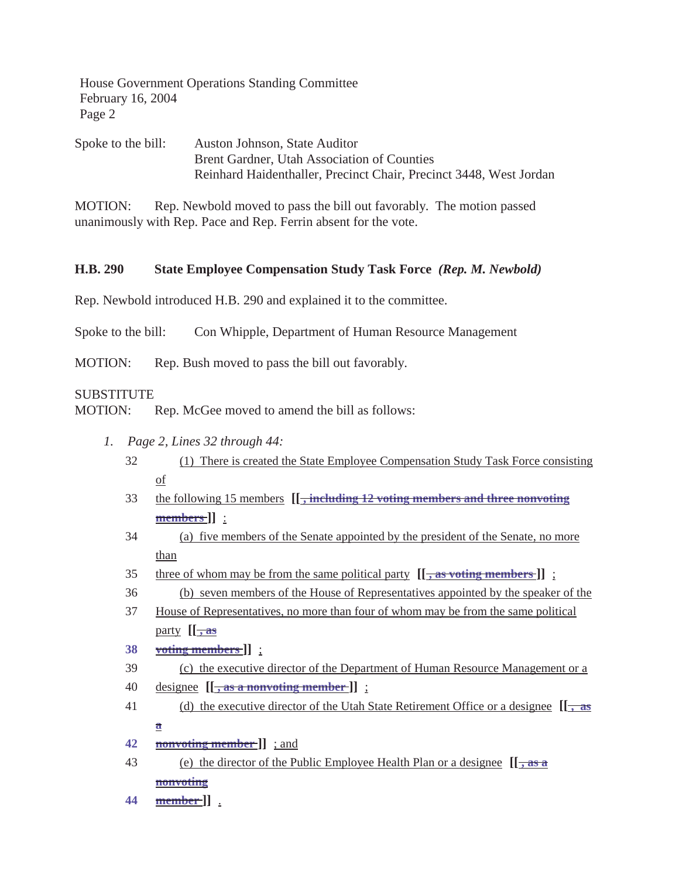Spoke to the bill: Auston Johnson, State Auditor
Brent Gardner, Utah Association of Counties
Reinhard Haidenthaller, Precinct Chair, Precinct 3448, West Jordan

MOTION: Rep. Newbold moved to pass the bill out favorably. The motion passed unanimously with Rep. Pace and Rep. Ferrin absent for the vote.

**H.B. 290 State Employee Compensation Study Task Force** ***(Rep. M. Newbold)***

Rep. Newbold introduced H.B. 290 and explained it to the committee.

Spoke to the bill: Con Whipple, Department of Human Resource Management

MOTION: Rep. Bush moved to pass the bill out favorably.

SUBSTITUTE
MOTION: Rep. McGee moved to amend the bill as follows:

1. *Page 2, Lines 32 through 44:*

32 (1) There is created the State Employee Compensation Study Task Force consisting of

33 the following 15 members **[[** ~~, including 12 voting members and three nonvoting members~~ **]]** :

34 (a) five members of the Senate appointed by the president of the Senate, no more than

35 three of whom may be from the same political party **[[** ~~, as voting members~~ **]]** ;

36 (b) seven members of the House of Representatives appointed by the speaker of the

37 House of Representatives, no more than four of whom may be from the same political party **[[** ~~, as~~

38 ~~voting members~~ **]]** ;

39 (c) the executive director of the Department of Human Resource Management or a

40 designee **[[** ~~, as a nonvoting member~~ **]]** ;

41 (d) the executive director of the Utah State Retirement Office or a designee **[[** ~~, as a~~

42 ~~nonvoting member~~ **]]** ; and

43 (e) the director of the Public Employee Health Plan or a designee **[[** ~~, as a nonvoting~~

44 ~~member~~ **]]** .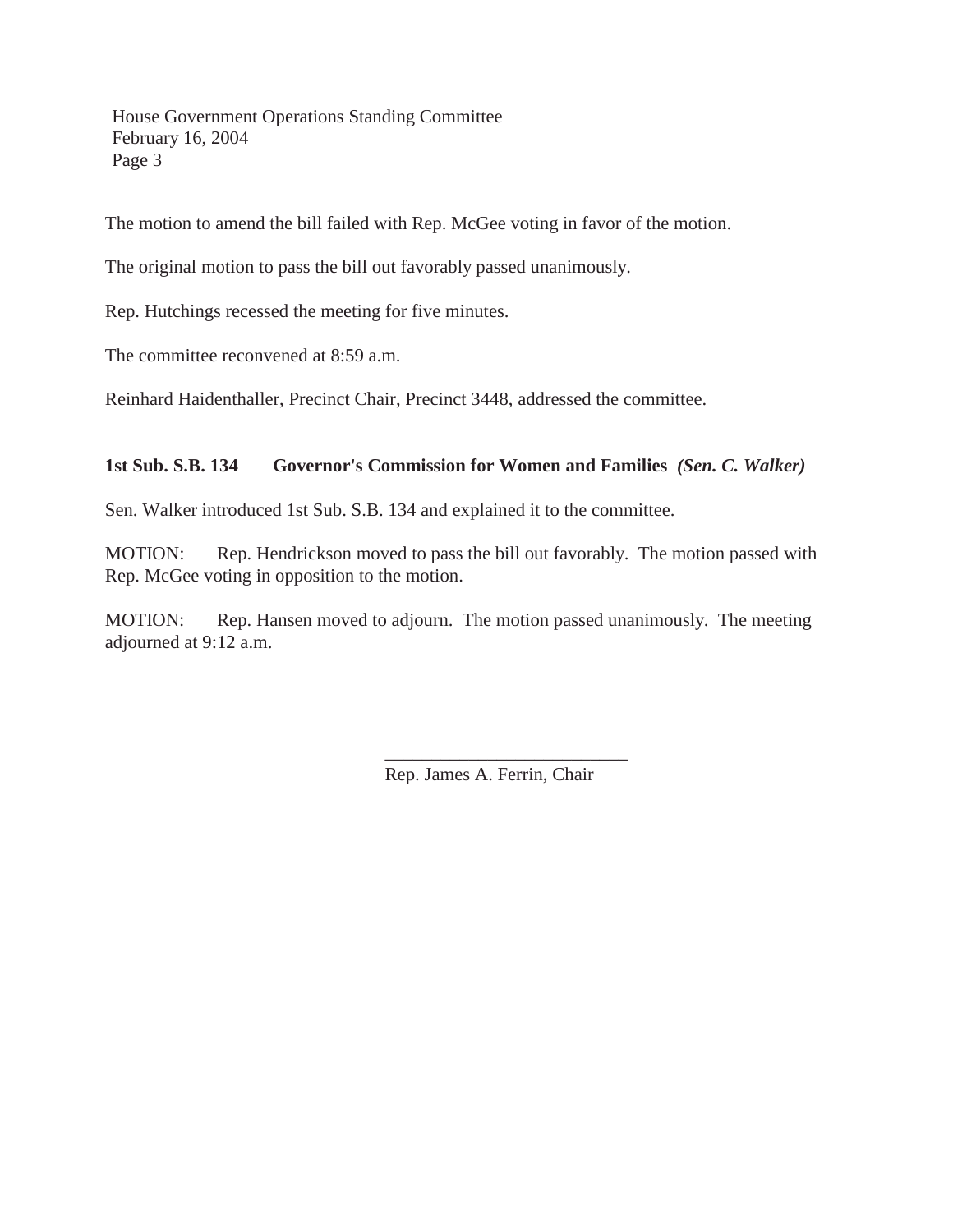The motion to amend the bill failed with Rep. McGee voting in favor of the motion.

The original motion to pass the bill out favorably passed unanimously.

Rep. Hutchings recessed the meeting for five minutes.

The committee reconvened at 8:59 a.m.

Reinhard Haidenthaller, Precinct Chair, Precinct 3448, addressed the committee.

**1st Sub. S.B. 134 Governor's Commission for Women and Families** ***(Sen. C. Walker)***

Sen. Walker introduced 1st Sub. S.B. 134 and explained it to the committee.

MOTION: Rep. Hendrickson moved to pass the bill out favorably. The motion passed with Rep. McGee voting in opposition to the motion.

MOTION: Rep. Hansen moved to adjourn. The motion passed unanimously. The meeting adjourned at 9:12 a.m.

\_\_\_\_\_\_\_\_\_\_\_\_\_\_\_\_\_\_\_\_\_\_\_\_\_\_
Rep. James A. Ferrin, Chair